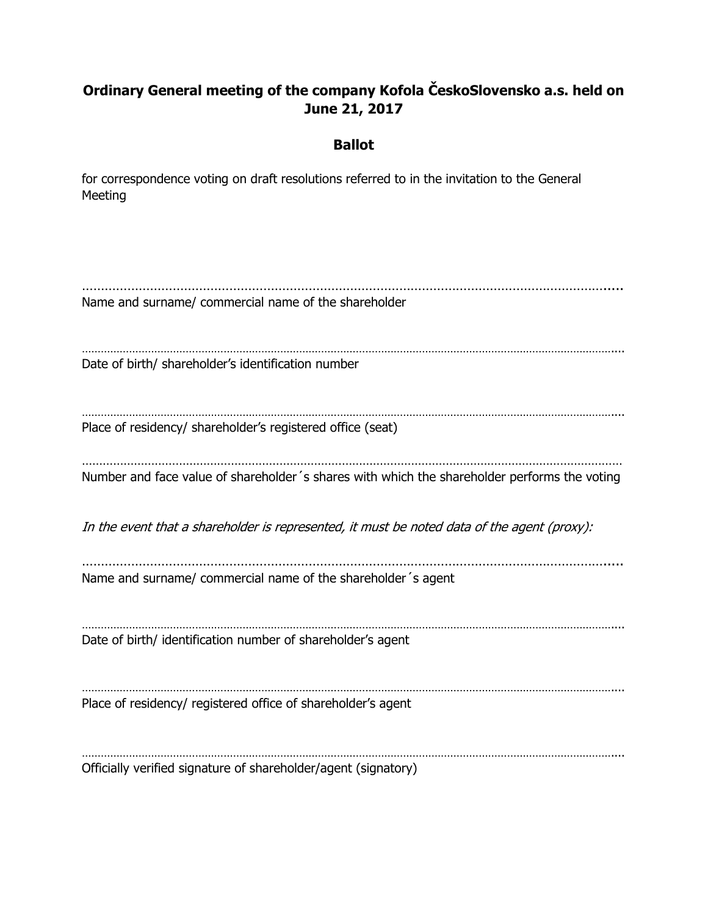# Ordinary General meeting of the company Kofola ČeskoSlovensko a.s. held on June 21, 2017

## Ballot

for correspondence voting on draft resolutions referred to in the invitation to the General Meeting

.............................................................................................................................................

Name and surname/ commercial name of the shareholder

.............................................................................................................................................

Date of birth/ shareholder's identification number

.............................................................................................................................................

Place of residency/ shareholder's registered office (seat)

.............................................................................................................................................

Number and face value of shareholder´s shares with which the shareholder performs the voting

*In the event that a shareholder is represented, it must be noted data of the agent (proxy):*

.............................................................................................................................................

Name and surname/ commercial name of the shareholder´s agent

.............................................................................................................................................

Date of birth/ identification number of shareholder's agent

.............................................................................................................................................

Place of residency/ registered office of shareholder's agent

.............................................................................................................................................

Officially verified signature of shareholder/agent (signatory)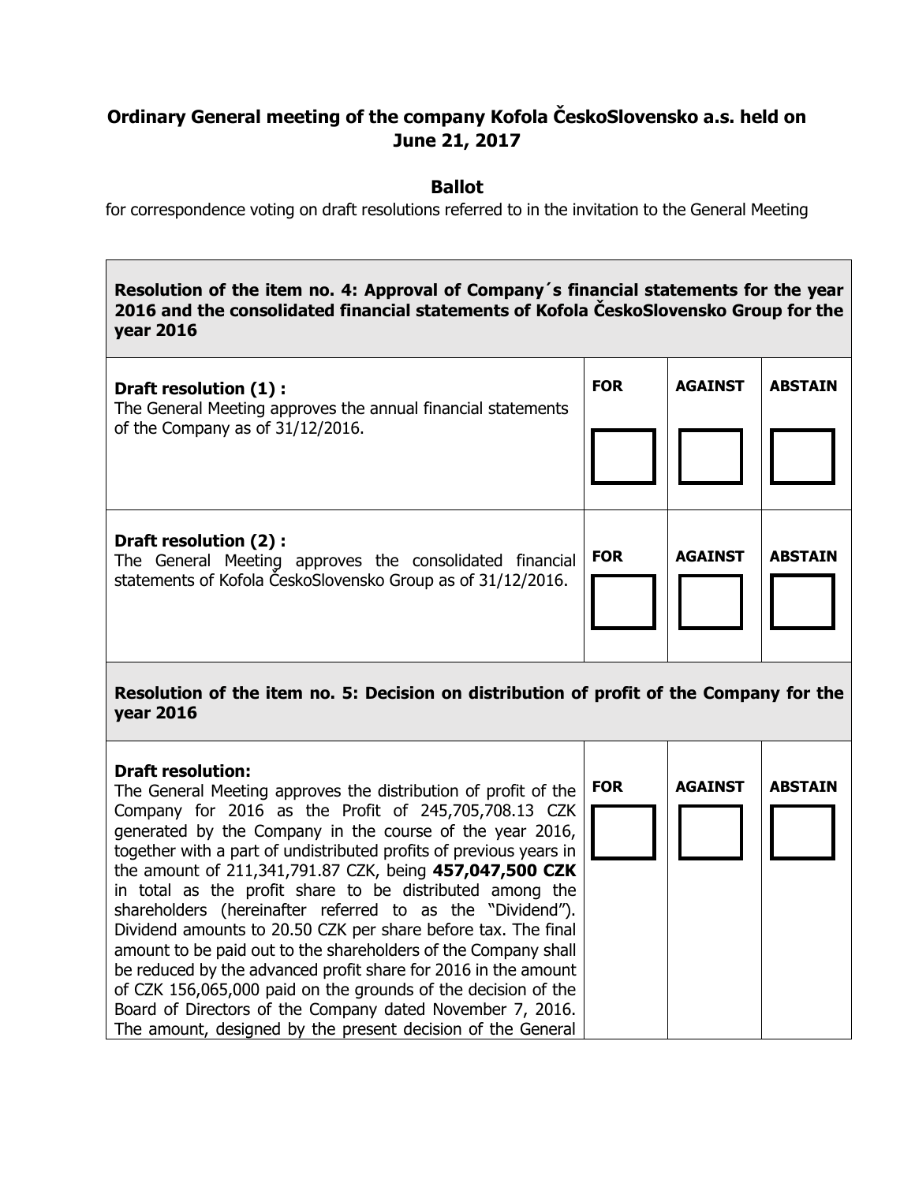## Ordinary General meeting of the company Kofola ČeskoSlovensko a.s. held on June 21, 2017

### Ballot

for correspondence voting on draft resolutions referred to in the invitation to the General Meeting

| **Resolution of the item no. 4: Approval of Company´s financial statements for the year 2016 and the consolidated financial statements of Kofola ČeskoSlovensko Group for the year 2016** | | | |
|---|---|---|---|
| **Draft resolution (1) :** The General Meeting approves the annual financial statements of the Company as of 31/12/2016. | **FOR** ☐ | **AGAINST** ☐ | **ABSTAIN** ☐ |
| **Draft resolution (2) :** The General Meeting approves the consolidated financial statements of Kofola ČeskoSlovensko Group as of 31/12/2016. | **FOR** ☐ | **AGAINST** ☐ | **ABSTAIN** ☐ |

| **Resolution of the item no. 5: Decision on distribution of profit of the Company for the year 2016** | | | |
|---|---|---|---|
| **Draft resolution:** The General Meeting approves the distribution of profit of the Company for 2016 as the Profit of 245,705,708.13 CZK generated by the Company in the course of the year 2016, together with a part of undistributed profits of previous years in the amount of 211,341,791.87 CZK, being **457,047,500 CZK** in total as the profit share to be distributed among the shareholders (hereinafter referred to as the "Dividend"). Dividend amounts to 20.50 CZK per share before tax. The final amount to be paid out to the shareholders of the Company shall be reduced by the advanced profit share for 2016 in the amount of CZK 156,065,000 paid on the grounds of the decision of the Board of Directors of the Company dated November 7, 2016. The amount, designed by the present decision of the General | **FOR** ☐ | **AGAINST** ☐ | **ABSTAIN** ☐ |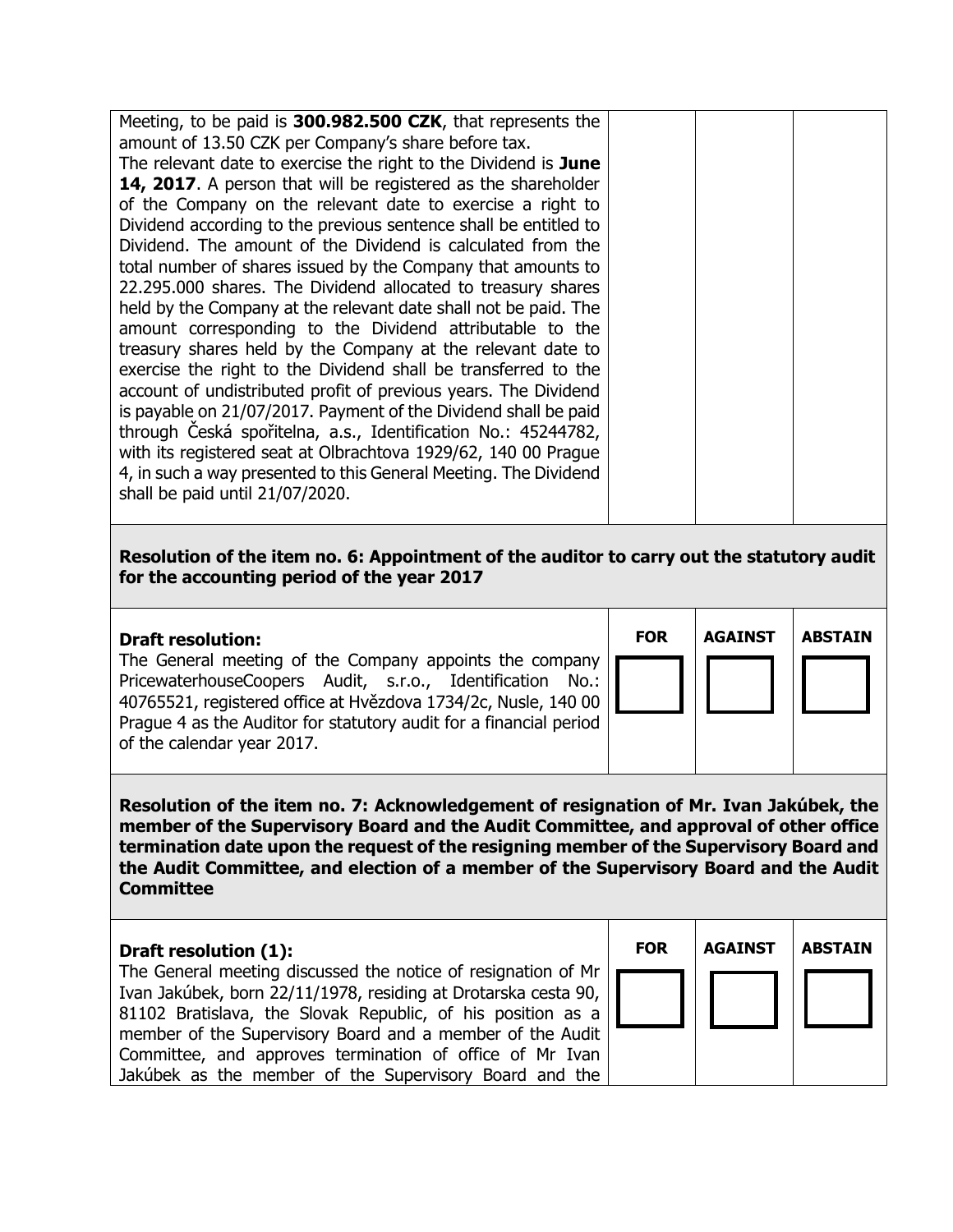| | | | |
|---|---|---|---|
| Meeting, to be paid is **300.982.500 CZK**, that represents the amount of 13.50 CZK per Company's share before tax. The relevant date to exercise the right to the Dividend is **June 14, 2017**. A person that will be registered as the shareholder of the Company on the relevant date to exercise a right to Dividend according to the previous sentence shall be entitled to Dividend. The amount of the Dividend is calculated from the total number of shares issued by the Company that amounts to 22.295.000 shares. The Dividend allocated to treasury shares held by the Company at the relevant date shall not be paid. The amount corresponding to the Dividend attributable to the treasury shares held by the Company at the relevant date to exercise the right to the Dividend shall be transferred to the account of undistributed profit of previous years. The Dividend is payable on 21/07/2017. Payment of the Dividend shall be paid through Česká spořitelna, a.s., Identification No.: 45244782, with its registered seat at Olbrachtova 1929/62, 140 00 Prague 4, in such a way presented to this General Meeting. The Dividend shall be paid until 21/07/2020. | | | |

**Resolution of the item no. 6: Appointment of the auditor to carry out the statutory audit for the accounting period of the year 2017**

| | | | |
|---|---|---|---|
| **Draft resolution:** The General meeting of the Company appoints the company PricewaterhouseCoopers Audit, s.r.o., Identification No.: 40765521, registered office at Hvězdova 1734/2c, Nusle, 140 00 Prague 4 as the Auditor for statutory audit for a financial period of the calendar year 2017. | **FOR** ☐ | **AGAINST** ☐ | **ABSTAIN** ☐ |

**Resolution of the item no. 7: Acknowledgement of resignation of Mr. Ivan Jakúbek, the member of the Supervisory Board and the Audit Committee, and approval of other office termination date upon the request of the resigning member of the Supervisory Board and the Audit Committee, and election of a member of the Supervisory Board and the Audit Committee**

| | | | |
|---|---|---|---|
| **Draft resolution (1):** The General meeting discussed the notice of resignation of Mr Ivan Jakúbek, born 22/11/1978, residing at Drotarska cesta 90, 81102 Bratislava, the Slovak Republic, of his position as a member of the Supervisory Board and a member of the Audit Committee, and approves termination of office of Mr Ivan Jakúbek as the member of the Supervisory Board and the | **FOR** ☐ | **AGAINST** ☐ | **ABSTAIN** ☐ |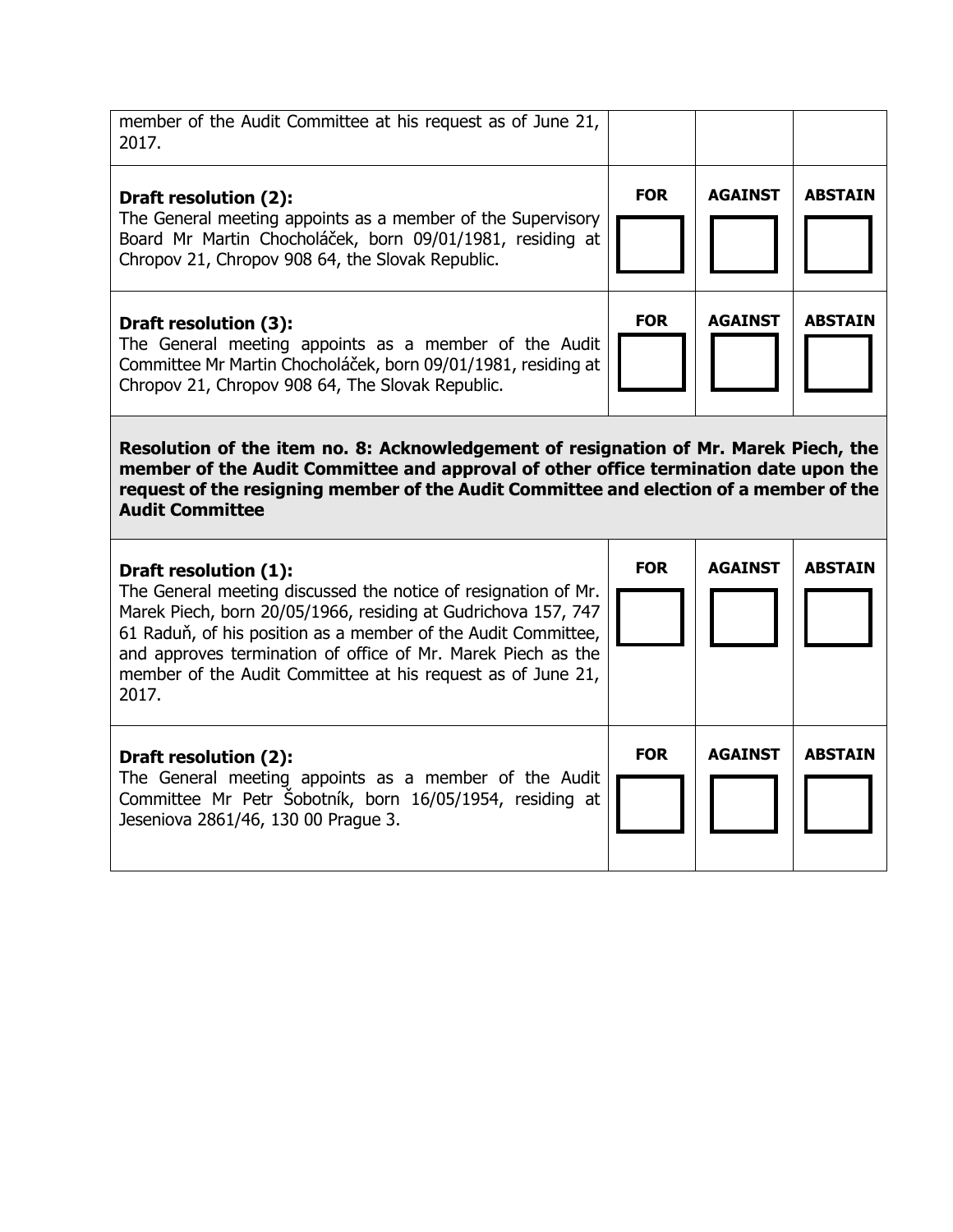| | | | |
|---|---|---|---|
| member of the Audit Committee at his request as of June 21, 2017. | | | |
| **Draft resolution (2):** The General meeting appoints as a member of the Supervisory Board Mr Martin Chocholáček, born 09/01/1981, residing at Chropov 21, Chropov 908 64, the Slovak Republic. | **FOR** ☐ | **AGAINST** ☐ | **ABSTAIN** ☐ |
| **Draft resolution (3):** The General meeting appoints as a member of the Audit Committee Mr Martin Chocholáček, born 09/01/1981, residing at Chropov 21, Chropov 908 64, The Slovak Republic. | **FOR** ☐ | **AGAINST** ☐ | **ABSTAIN** ☐ |
| **Resolution of the item no. 8: Acknowledgement of resignation of Mr. Marek Piech, the member of the Audit Committee and approval of other office termination date upon the request of the resigning member of the Audit Committee and election of a member of the Audit Committee** | | | |
| **Draft resolution (1):** The General meeting discussed the notice of resignation of Mr. Marek Piech, born 20/05/1966, residing at Gudrichova 157, 747 61 Raduň, of his position as a member of the Audit Committee, and approves termination of office of Mr. Marek Piech as the member of the Audit Committee at his request as of June 21, 2017. | **FOR** ☐ | **AGAINST** ☐ | **ABSTAIN** ☐ |
| **Draft resolution (2):** The General meeting appoints as a member of the Audit Committee Mr Petr Šobotník, born 16/05/1954, residing at Jeseniova 2861/46, 130 00 Prague 3. | **FOR** ☐ | **AGAINST** ☐ | **ABSTAIN** ☐ |